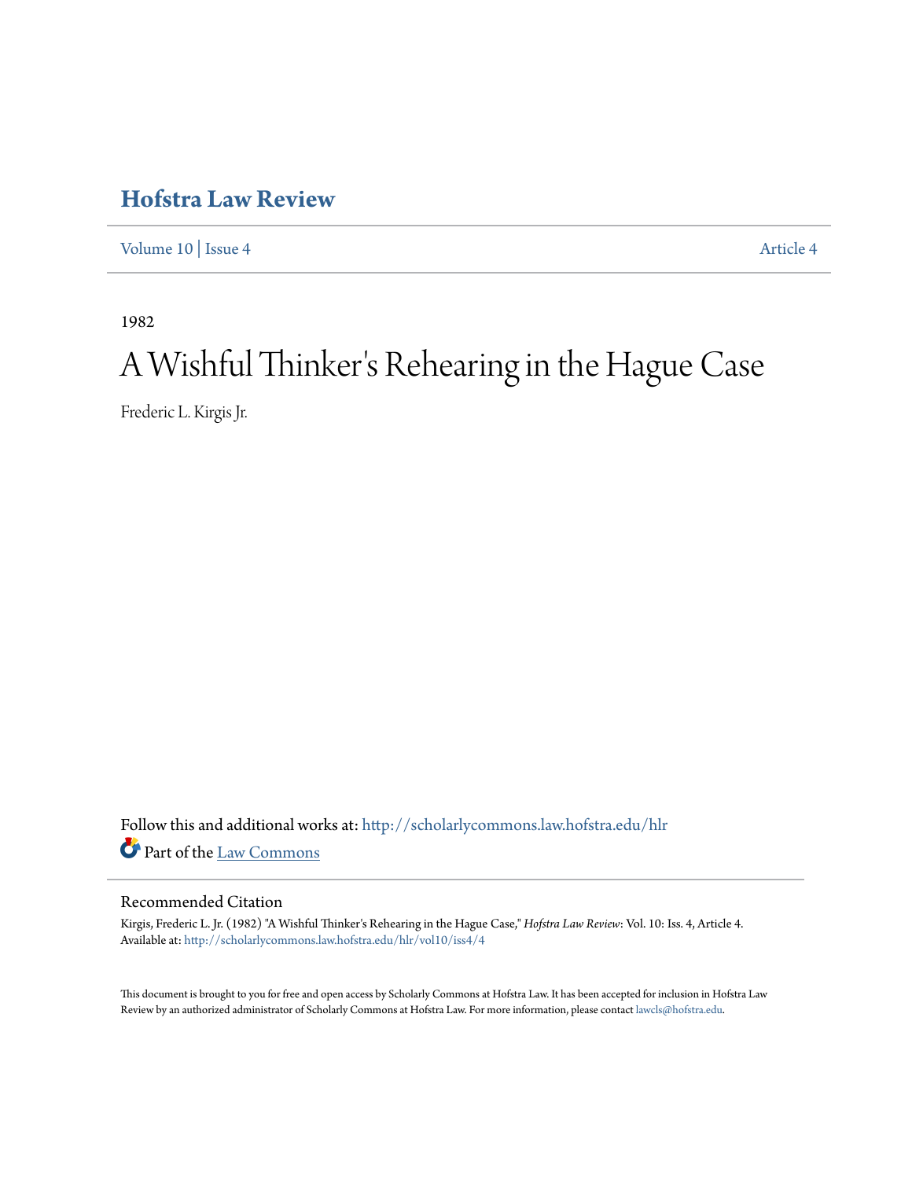# Hofstra Law Review

Volume 10 | Issue 4 Article 4

1982

# A Wishful Thinker's Rehearing in the Hague Case

Frederic L. Kirgis Jr.

Follow this and additional works at: http://scholarlycommons.law.hofstra.edu/hlr

Part of the Law Commons

## Recommended Citation

Kirgis, Frederic L. Jr. (1982) "A Wishful Thinker's Rehearing in the Hague Case," *Hofstra Law Review*: Vol. 10: Iss. 4, Article 4.
Available at: http://scholarlycommons.law.hofstra.edu/hlr/vol10/iss4/4

This document is brought to you for free and open access by Scholarly Commons at Hofstra Law. It has been accepted for inclusion in Hofstra Law Review by an authorized administrator of Scholarly Commons at Hofstra Law. For more information, please contact lawcls@hofstra.edu.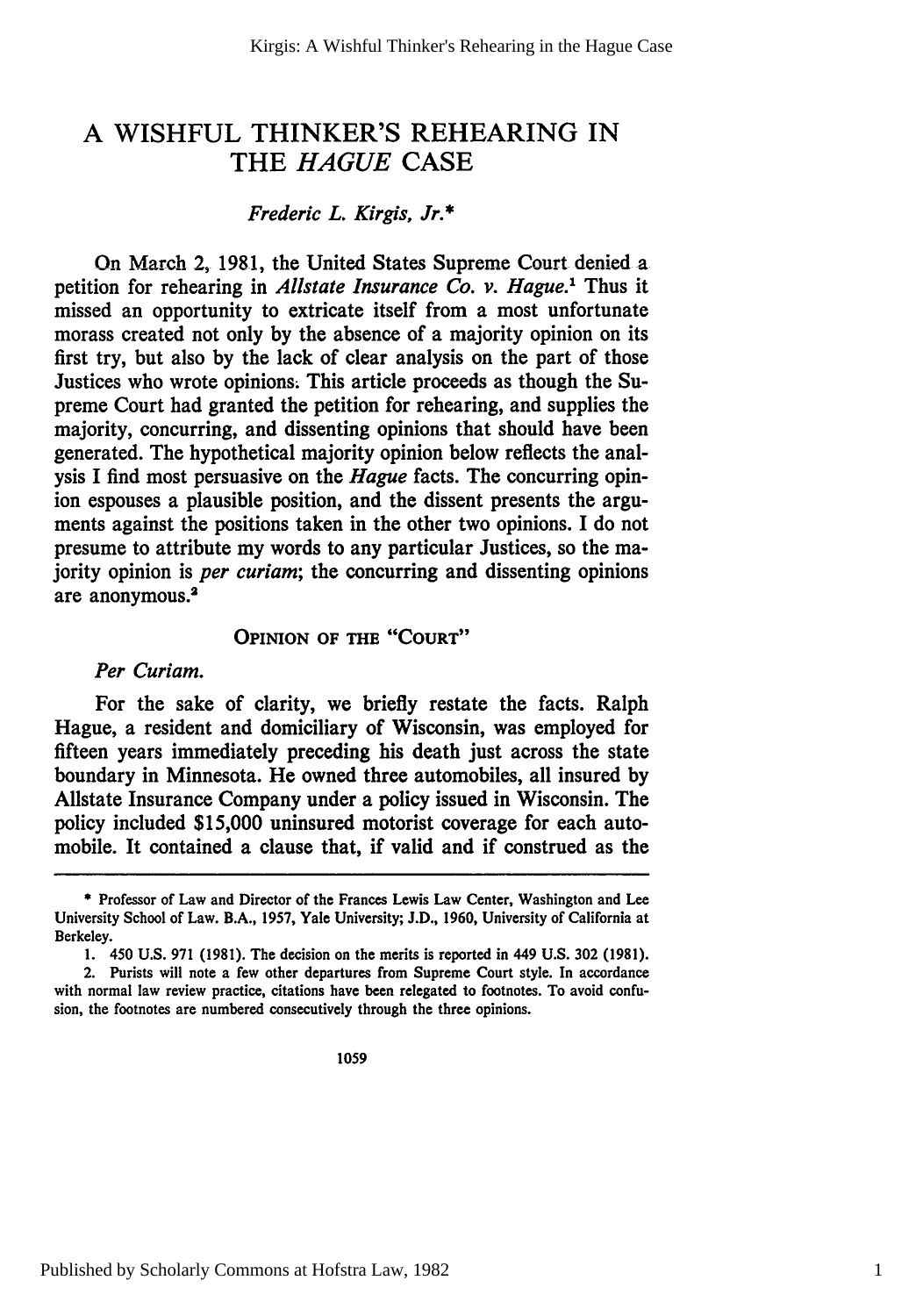# A WISHFUL THINKER'S REHEARING IN THE *HAGUE* CASE

*Frederic L. Kirgis, Jr.**

On March 2, 1981, the United States Supreme Court denied a petition for rehearing in *Allstate Insurance Co. v. Hague*.[1] Thus it missed an opportunity to extricate itself from a most unfortunate morass created not only by the absence of a majority opinion on its first try, but also by the lack of clear analysis on the part of those Justices who wrote opinions. This article proceeds as though the Supreme Court had granted the petition for rehearing, and supplies the majority, concurring, and dissenting opinions that should have been generated. The hypothetical majority opinion below reflects the analysis I find most persuasive on the *Hague* facts. The concurring opinion espouses a plausible position, and the dissent presents the arguments against the positions taken in the other two opinions. I do not presume to attribute my words to any particular Justices, so the majority opinion is *per curiam*; the concurring and dissenting opinions are anonymous.[2]

## OPINION OF THE "COURT"

*Per Curiam.*

For the sake of clarity, we briefly restate the facts. Ralph Hague, a resident and domiciliary of Wisconsin, was employed for fifteen years immediately preceding his death just across the state boundary in Minnesota. He owned three automobiles, all insured by Allstate Insurance Company under a policy issued in Wisconsin. The policy included $15,000 uninsured motorist coverage for each automobile. It contained a clause that, if valid and if construed as the

---

\* Professor of Law and Director of the Frances Lewis Law Center, Washington and Lee University School of Law. B.A., 1957, Yale University; J.D., 1960, University of California at Berkeley.

1. 450 U.S. 971 (1981). The decision on the merits is reported in 449 U.S. 302 (1981).

2. Purists will note a few other departures from Supreme Court style. In accordance with normal law review practice, citations have been relegated to footnotes. To avoid confusion, the footnotes are numbered consecutively through the three opinions.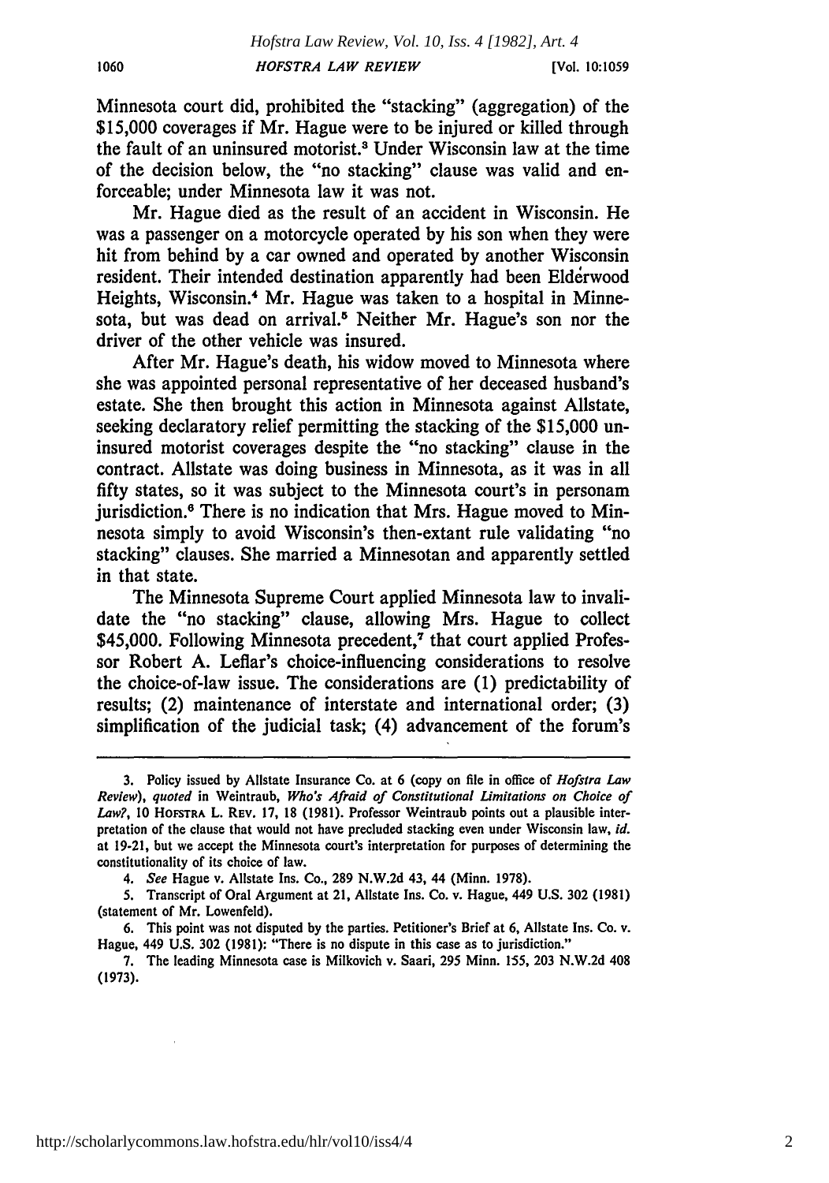Minnesota court did, prohibited the "stacking" (aggregation) of the $15,000 coverages if Mr. Hague were to be injured or killed through the fault of an uninsured motorist.[3] Under Wisconsin law at the time of the decision below, the "no stacking" clause was valid and enforceable; under Minnesota law it was not.

Mr. Hague died as the result of an accident in Wisconsin. He was a passenger on a motorcycle operated by his son when they were hit from behind by a car owned and operated by another Wisconsin resident. Their intended destination apparently had been Elderwood Heights, Wisconsin.[4] Mr. Hague was taken to a hospital in Minnesota, but was dead on arrival.[5] Neither Mr. Hague's son nor the driver of the other vehicle was insured.

After Mr. Hague's death, his widow moved to Minnesota where she was appointed personal representative of her deceased husband's estate. She then brought this action in Minnesota against Allstate, seeking declaratory relief permitting the stacking of the $15,000 uninsured motorist coverages despite the "no stacking" clause in the contract. Allstate was doing business in Minnesota, as it was in all fifty states, so it was subject to the Minnesota court's in personam jurisdiction.[6] There is no indication that Mrs. Hague moved to Minnesota simply to avoid Wisconsin's then-extant rule validating "no stacking" clauses. She married a Minnesotan and apparently settled in that state.

The Minnesota Supreme Court applied Minnesota law to invalidate the "no stacking" clause, allowing Mrs. Hague to collect $45,000. Following Minnesota precedent,[7] that court applied Professor Robert A. Leflar's choice-influencing considerations to resolve the choice-of-law issue. The considerations are (1) predictability of results; (2) maintenance of interstate and international order; (3) simplification of the judicial task; (4) advancement of the forum's

---

3. Policy issued by Allstate Insurance Co. at 6 (copy on file in office of *Hofstra Law Review*), *quoted* in Weintraub, *Who's Afraid of Constitutional Limitations on Choice of Law?*, 10 HOFSTRA L. REV. 17, 18 (1981). Professor Weintraub points out a plausible interpretation of the clause that would not have precluded stacking even under Wisconsin law, *id.* at 19-21, but we accept the Minnesota court's interpretation for purposes of determining the constitutionality of its choice of law.

4. *See* Hague v. Allstate Ins. Co., 289 N.W.2d 43, 44 (Minn. 1978).

5. Transcript of Oral Argument at 21, Allstate Ins. Co. v. Hague, 449 U.S. 302 (1981) (statement of Mr. Lowenfeld).

6. This point was not disputed by the parties. Petitioner's Brief at 6, Allstate Ins. Co. v. Hague, 449 U.S. 302 (1981): "There is no dispute in this case as to jurisdiction."

7. The leading Minnesota case is Milkovich v. Saari, 295 Minn. 155, 203 N.W.2d 408 (1973).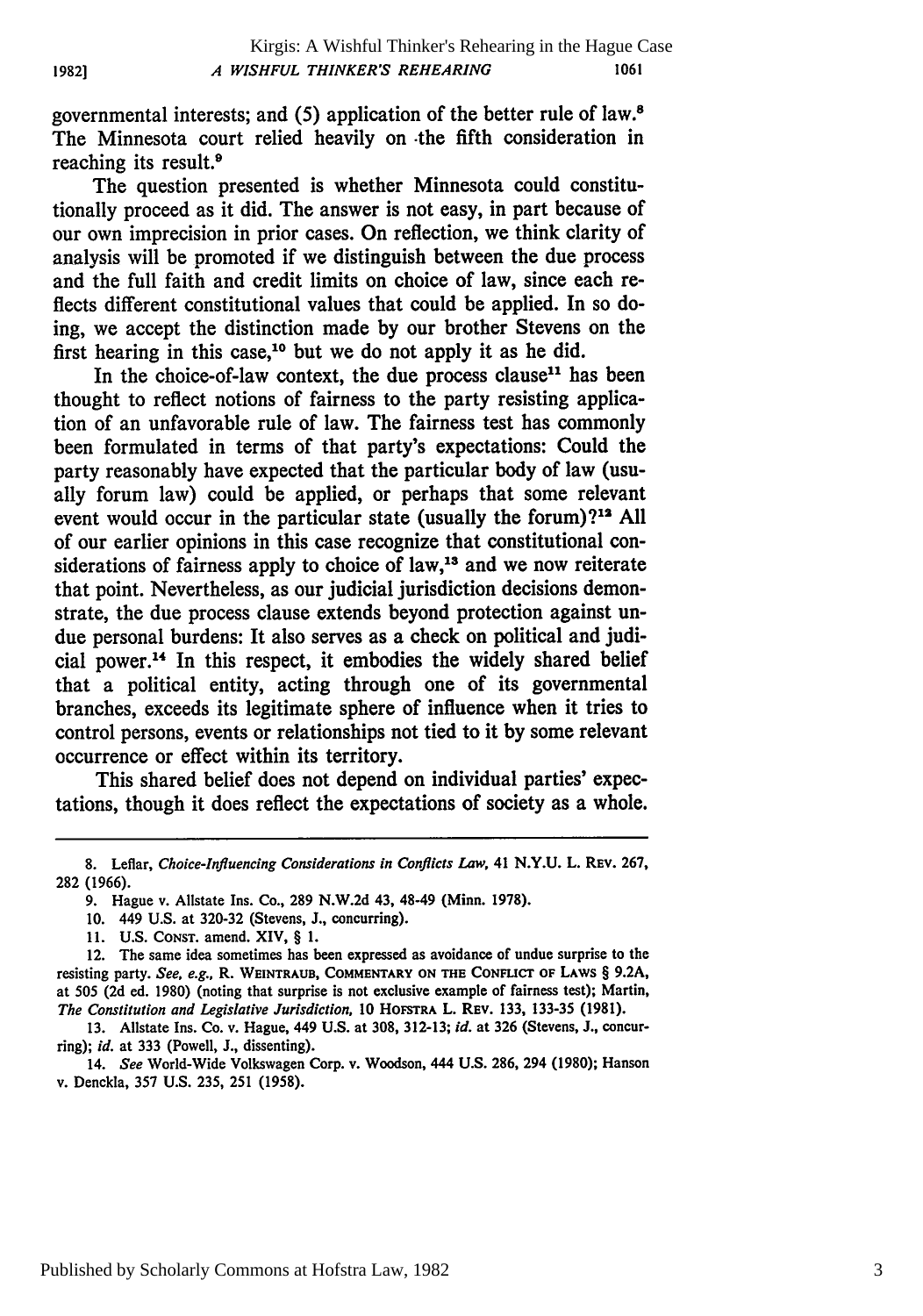governmental interests; and (5) application of the better rule of law.[8] The Minnesota court relied heavily on the fifth consideration in reaching its result.[9]

The question presented is whether Minnesota could constitutionally proceed as it did. The answer is not easy, in part because of our own imprecision in prior cases. On reflection, we think clarity of analysis will be promoted if we distinguish between the due process and the full faith and credit limits on choice of law, since each reflects different constitutional values that could be applied. In so doing, we accept the distinction made by our brother Stevens on the first hearing in this case,[10] but we do not apply it as he did.

In the choice-of-law context, the due process clause[11] has been thought to reflect notions of fairness to the party resisting application of an unfavorable rule of law. The fairness test has commonly been formulated in terms of that party's expectations: Could the party reasonably have expected that the particular body of law (usually forum law) could be applied, or perhaps that some relevant event would occur in the particular state (usually the forum)?[12] All of our earlier opinions in this case recognize that constitutional considerations of fairness apply to choice of law,[13] and we now reiterate that point. Nevertheless, as our judicial jurisdiction decisions demonstrate, the due process clause extends beyond protection against undue personal burdens: It also serves as a check on political and judicial power.[14] In this respect, it embodies the widely shared belief that a political entity, acting through one of its governmental branches, exceeds its legitimate sphere of influence when it tries to control persons, events or relationships not tied to it by some relevant occurrence or effect within its territory.

This shared belief does not depend on individual parties' expectations, though it does reflect the expectations of society as a whole.

---

8. Leflar, *Choice-Influencing Considerations in Conflicts Law*, 41 N.Y.U. L. REV. 267, 282 (1966).

9. Hague v. Allstate Ins. Co., 289 N.W.2d 43, 48-49 (Minn. 1978).

10. 449 U.S. at 320-32 (Stevens, J., concurring).

11. U.S. CONST. amend. XIV, § 1.

12. The same idea sometimes has been expressed as avoidance of undue surprise to the resisting party. *See, e.g.*, R. WEINTRAUB, COMMENTARY ON THE CONFLICT OF LAWS § 9.2A, at 505 (2d ed. 1980) (noting that surprise is not exclusive example of fairness test); Martin, *The Constitution and Legislative Jurisdiction*, 10 HOFSTRA L. REV. 133, 133-35 (1981).

13. Allstate Ins. Co. v. Hague, 449 U.S. at 308, 312-13; *id.* at 326 (Stevens, J., concurring); *id.* at 333 (Powell, J., dissenting).

14. *See* World-Wide Volkswagen Corp. v. Woodson, 444 U.S. 286, 294 (1980); Hanson v. Denckla, 357 U.S. 235, 251 (1958).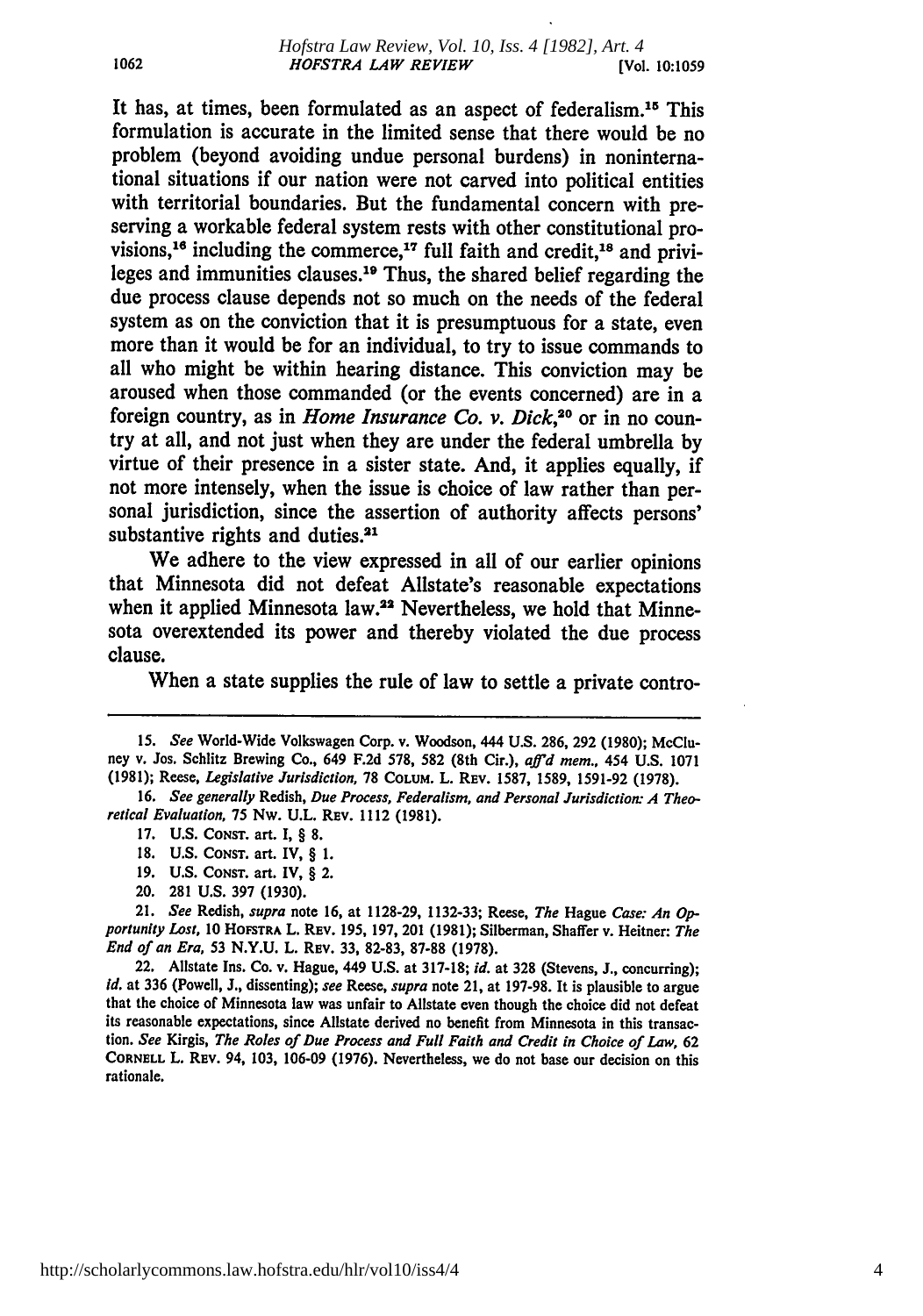It has, at times, been formulated as an aspect of federalism.[15] This formulation is accurate in the limited sense that there would be no problem (beyond avoiding undue personal burdens) in noninternational situations if our nation were not carved into political entities with territorial boundaries. But the fundamental concern with preserving a workable federal system rests with other constitutional provisions,[16] including the commerce,[17] full faith and credit,[18] and privileges and immunities clauses.[19] Thus, the shared belief regarding the due process clause depends not so much on the needs of the federal system as on the conviction that it is presumptuous for a state, even more than it would be for an individual, to try to issue commands to all who might be within hearing distance. This conviction may be aroused when those commanded (or the events concerned) are in a foreign country, as in *Home Insurance Co. v. Dick*,[20] or in no country at all, and not just when they are under the federal umbrella by virtue of their presence in a sister state. And, it applies equally, if not more intensely, when the issue is choice of law rather than personal jurisdiction, since the assertion of authority affects persons' substantive rights and duties.[21]

We adhere to the view expressed in all of our earlier opinions that Minnesota did not defeat Allstate's reasonable expectations when it applied Minnesota law.[22] Nevertheless, we hold that Minnesota overextended its power and thereby violated the due process clause.

When a state supplies the rule of law to settle a private contro-

---

15. *See* World-Wide Volkswagen Corp. v. Woodson, 444 U.S. 286, 292 (1980); McCluney v. Jos. Schlitz Brewing Co., 649 F.2d 578, 582 (8th Cir.), *aff'd mem.*, 454 U.S. 1071 (1981); Reese, *Legislative Jurisdiction*, 78 COLUM. L. REV. 1587, 1589, 1591-92 (1978).

16. *See generally* Redish, *Due Process, Federalism, and Personal Jurisdiction: A Theoretical Evaluation*, 75 NW. U.L. REV. 1112 (1981).

17. U.S. CONST. art. I, § 8.

18. U.S. CONST. art. IV, § 1.

19. U.S. CONST. art. IV, § 2.

20. 281 U.S. 397 (1930).

21. *See* Redish, *supra* note 16, at 1128-29, 1132-33; Reese, *The* Hague *Case: An Opportunity Lost*, 10 HOFSTRA L. REV. 195, 197, 201 (1981); Silberman, Shaffer v. Heitner: *The End of an Era*, 53 N.Y.U. L. REV. 33, 82-83, 87-88 (1978).

22. Allstate Ins. Co. v. Hague, 449 U.S. at 317-18; *id.* at 328 (Stevens, J., concurring); *id.* at 336 (Powell, J., dissenting); *see* Reese, *supra* note 21, at 197-98. It is plausible to argue that the choice of Minnesota law was unfair to Allstate even though the choice did not defeat its reasonable expectations, since Allstate derived no benefit from Minnesota in this transaction. *See* Kirgis, *The Roles of Due Process and Full Faith and Credit in Choice of Law*, 62 CORNELL L. REV. 94, 103, 106-09 (1976). Nevertheless, we do not base our decision on this rationale.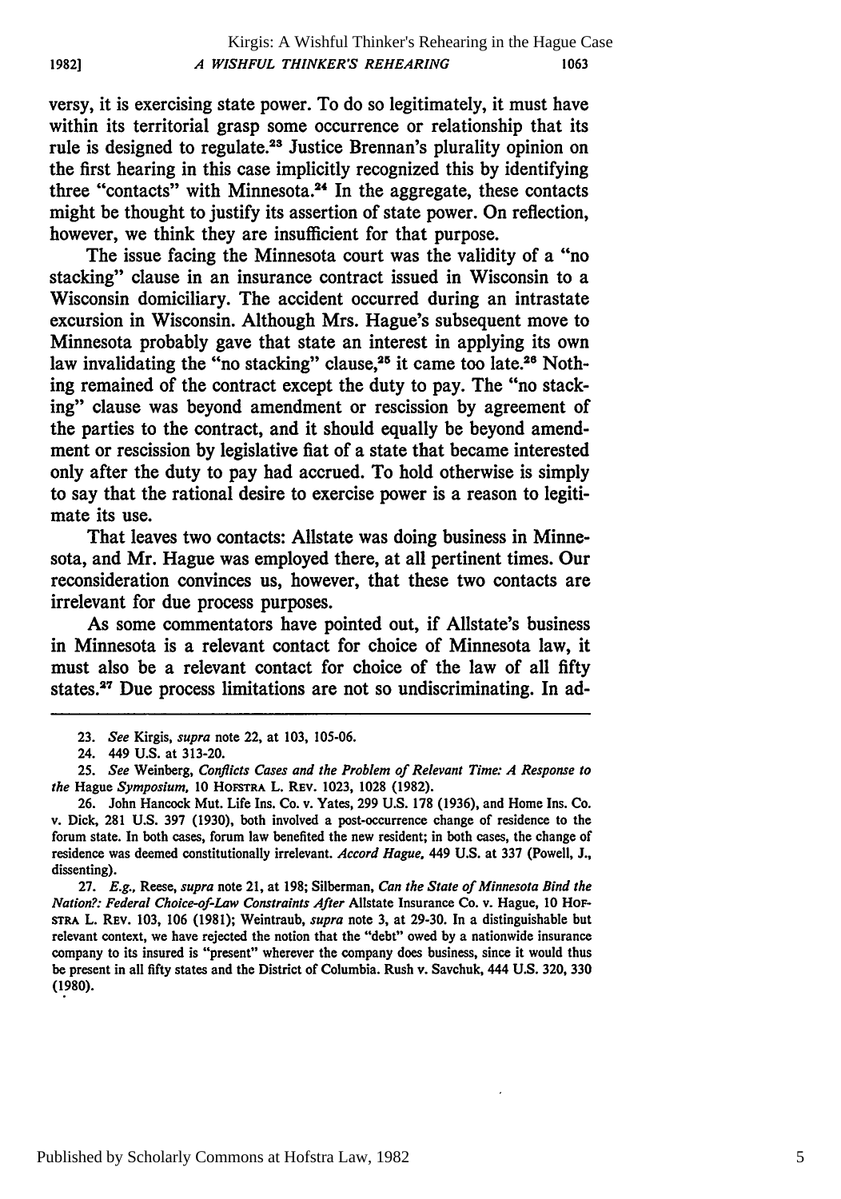versy, it is exercising state power. To do so legitimately, it must have within its territorial grasp some occurrence or relationship that its rule is designed to regulate.[23] Justice Brennan's plurality opinion on the first hearing in this case implicitly recognized this by identifying three "contacts" with Minnesota.[24] In the aggregate, these contacts might be thought to justify its assertion of state power. On reflection, however, we think they are insufficient for that purpose.

The issue facing the Minnesota court was the validity of a "no stacking" clause in an insurance contract issued in Wisconsin to a Wisconsin domiciliary. The accident occurred during an intrastate excursion in Wisconsin. Although Mrs. Hague's subsequent move to Minnesota probably gave that state an interest in applying its own law invalidating the "no stacking" clause,[25] it came too late.[26] Nothing remained of the contract except the duty to pay. The "no stacking" clause was beyond amendment or rescission by agreement of the parties to the contract, and it should equally be beyond amendment or rescission by legislative fiat of a state that became interested only after the duty to pay had accrued. To hold otherwise is simply to say that the rational desire to exercise power is a reason to legitimate its use.

That leaves two contacts: Allstate was doing business in Minnesota, and Mr. Hague was employed there, at all pertinent times. Our reconsideration convinces us, however, that these two contacts are irrelevant for due process purposes.

As some commentators have pointed out, if Allstate's business in Minnesota is a relevant contact for choice of Minnesota law, it must also be a relevant contact for choice of the law of all fifty states.[27] Due process limitations are not so undiscriminating. In ad-

---

23. *See* Kirgis, *supra* note 22, at 103, 105-06.

24. 449 U.S. at 313-20.

25. *See* Weinberg, *Conflicts Cases and the Problem of Relevant Time: A Response to the* Hague *Symposium*, 10 HOFSTRA L. REV. 1023, 1028 (1982).

26. John Hancock Mut. Life Ins. Co. v. Yates, 299 U.S. 178 (1936), and Home Ins. Co. v. Dick, 281 U.S. 397 (1930), both involved a post-occurrence change of residence to the forum state. In both cases, forum law benefited the new resident; in both cases, the change of residence was deemed constitutionally irrelevant. *Accord Hague*, 449 U.S. at 337 (Powell, J., dissenting).

27. *E.g.*, Reese, *supra* note 21, at 198; Silberman, *Can the State of Minnesota Bind the Nation?: Federal Choice-of-Law Constraints After* Allstate Insurance Co. v. Hague, 10 HOFSTRA L. REV. 103, 106 (1981); Weintraub, *supra* note 3, at 29-30. In a distinguishable but relevant context, we have rejected the notion that the "debt" owed by a nationwide insurance company to its insured is "present" wherever the company does business, since it would thus be present in all fifty states and the District of Columbia. Rush v. Savchuk, 444 U.S. 320, 330 (1980).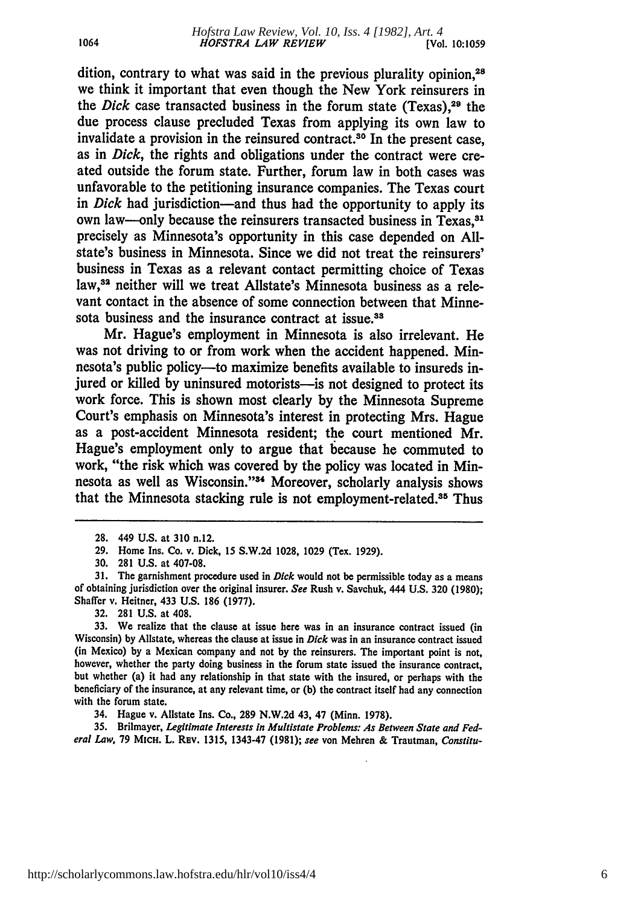dition, contrary to what was said in the previous plurality opinion,[28] we think it important that even though the New York reinsurers in the *Dick* case transacted business in the forum state (Texas),[29] the due process clause precluded Texas from applying its own law to invalidate a provision in the reinsured contract.[30] In the present case, as in *Dick*, the rights and obligations under the contract were created outside the forum state. Further, forum law in both cases was unfavorable to the petitioning insurance companies. The Texas court in *Dick* had jurisdiction—and thus had the opportunity to apply its own law—only because the reinsurers transacted business in Texas,[31] precisely as Minnesota's opportunity in this case depended on Allstate's business in Minnesota. Since we did not treat the reinsurers' business in Texas as a relevant contact permitting choice of Texas law,[32] neither will we treat Allstate's Minnesota business as a relevant contact in the absence of some connection between that Minnesota business and the insurance contract at issue.[33]

Mr. Hague's employment in Minnesota is also irrelevant. He was not driving to or from work when the accident happened. Minnesota's public policy—to maximize benefits available to insureds injured or killed by uninsured motorists—is not designed to protect its work force. This is shown most clearly by the Minnesota Supreme Court's emphasis on Minnesota's interest in protecting Mrs. Hague as a post-accident Minnesota resident; the court mentioned Mr. Hague's employment only to argue that because he commuted to work, "the risk which was covered by the policy was located in Minnesota as well as Wisconsin."[34] Moreover, scholarly analysis shows that the Minnesota stacking rule is not employment-related.[35] Thus

---

28. 449 U.S. at 310 n.12.

29. Home Ins. Co. v. Dick, 15 S.W.2d 1028, 1029 (Tex. 1929).

30. 281 U.S. at 407-08.

31. The garnishment procedure used in *Dick* would not be permissible today as a means of obtaining jurisdiction over the original insurer. *See* Rush v. Savchuk, 444 U.S. 320 (1980); Shaffer v. Heitner, 433 U.S. 186 (1977).

32. 281 U.S. at 408.

33. We realize that the clause at issue here was in an insurance contract issued (in Wisconsin) by Allstate, whereas the clause at issue in *Dick* was in an insurance contract issued (in Mexico) by a Mexican company and not by the reinsurers. The important point is not, however, whether the party doing business in the forum state issued the insurance contract, but whether (a) it had any relationship in that state with the insured, or perhaps with the beneficiary of the insurance, at any relevant time, or (b) the contract itself had any connection with the forum state.

34. Hague v. Allstate Ins. Co., 289 N.W.2d 43, 47 (Minn. 1978).

35. Brilmayer, *Legitimate Interests in Multistate Problems: As Between State and Federal Law*, 79 MICH. L. REV. 1315, 1343-47 (1981); *see* von Mehren & Trautman, *Constitu-*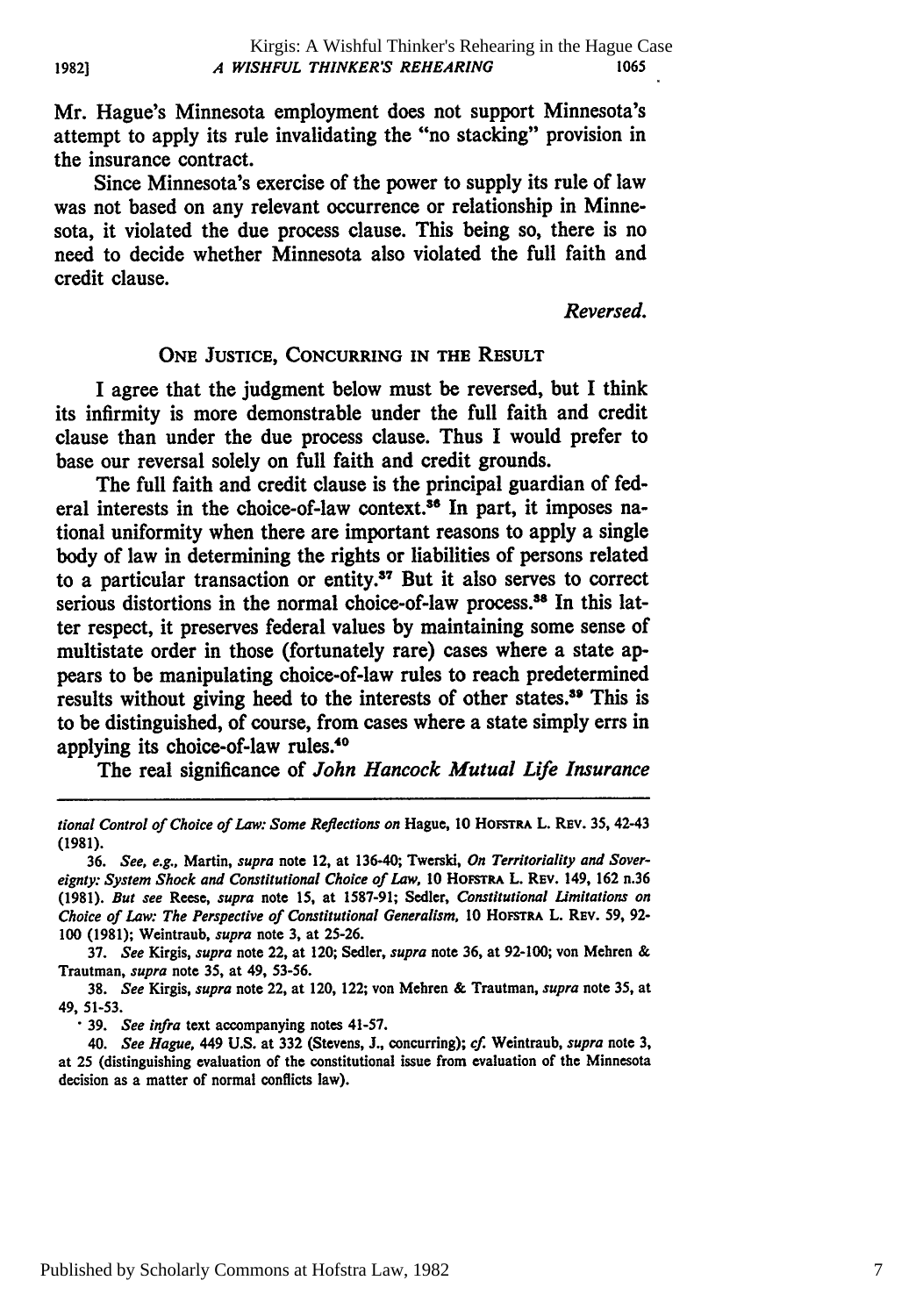Mr. Hague's Minnesota employment does not support Minnesota's attempt to apply its rule invalidating the "no stacking" provision in the insurance contract.

Since Minnesota's exercise of the power to supply its rule of law was not based on any relevant occurrence or relationship in Minnesota, it violated the due process clause. This being so, there is no need to decide whether Minnesota also violated the full faith and credit clause.

*Reversed.*

### ONE JUSTICE, CONCURRING IN THE RESULT

I agree that the judgment below must be reversed, but I think its infirmity is more demonstrable under the full faith and credit clause than under the due process clause. Thus I would prefer to base our reversal solely on full faith and credit grounds.

The full faith and credit clause is the principal guardian of federal interests in the choice-of-law context.[36] In part, it imposes national uniformity when there are important reasons to apply a single body of law in determining the rights or liabilities of persons related to a particular transaction or entity.[37] But it also serves to correct serious distortions in the normal choice-of-law process.[38] In this latter respect, it preserves federal values by maintaining some sense of multistate order in those (fortunately rare) cases where a state appears to be manipulating choice-of-law rules to reach predetermined results without giving heed to the interests of other states.[39] This is to be distinguished, of course, from cases where a state simply errs in applying its choice-of-law rules.[40]

The real significance of *John Hancock Mutual Life Insurance*

---

*tional Control of Choice of Law: Some Reflections on* Hague, 10 HOFSTRA L. REV. 35, 42-43 (1981).

36. *See, e.g.*, Martin, *supra* note 12, at 136-40; Twerski, *On Territoriality and Sovereignty: System Shock and Constitutional Choice of Law*, 10 HOFSTRA L. REV. 149, 162 n.36 (1981). *But see* Reese, *supra* note 15, at 1587-91; Sedler, *Constitutional Limitations on Choice of Law: The Perspective of Constitutional Generalism*, 10 HOFSTRA L. REV. 59, 92-100 (1981); Weintraub, *supra* note 3, at 25-26.

37. *See* Kirgis, *supra* note 22, at 120; Sedler, *supra* note 36, at 92-100; von Mehren & Trautman, *supra* note 35, at 49, 53-56.

38. *See* Kirgis, *supra* note 22, at 120, 122; von Mehren & Trautman, *supra* note 35, at 49, 51-53.

39. *See infra* text accompanying notes 41-57.

40. *See Hague*, 449 U.S. at 332 (Stevens, J., concurring); *cf.* Weintraub, *supra* note 3, at 25 (distinguishing evaluation of the constitutional issue from evaluation of the Minnesota decision as a matter of normal conflicts law).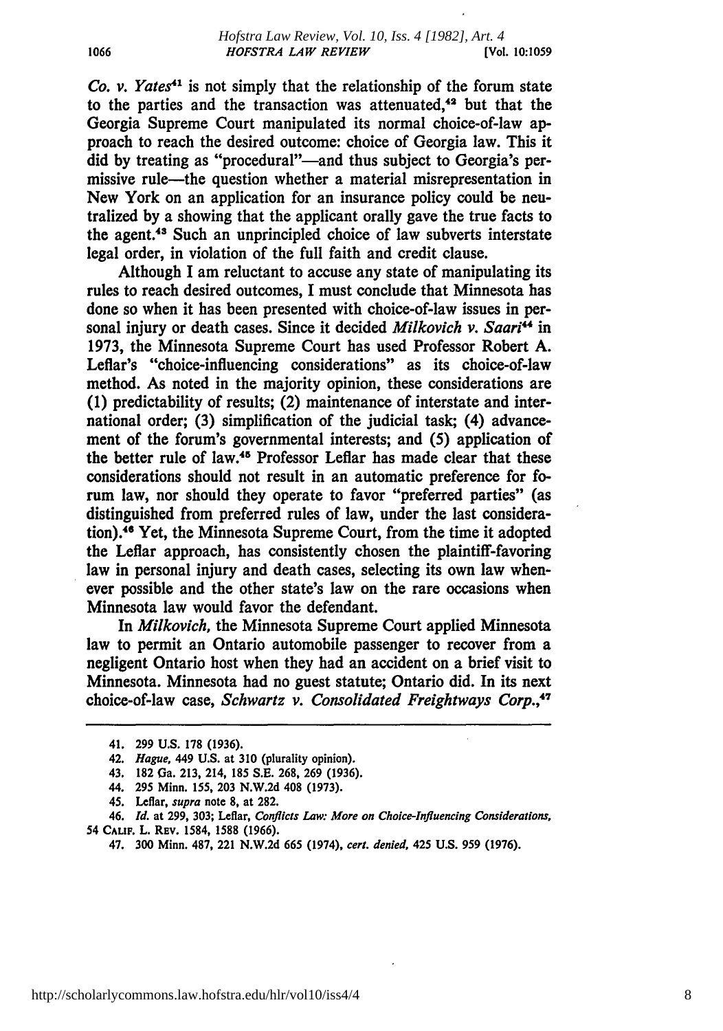*Co. v. Yates*[41] is not simply that the relationship of the forum state to the parties and the transaction was attenuated,[42] but that the Georgia Supreme Court manipulated its normal choice-of-law approach to reach the desired outcome: choice of Georgia law. This it did by treating as "procedural"—and thus subject to Georgia's permissive rule—the question whether a material misrepresentation in New York on an application for an insurance policy could be neutralized by a showing that the applicant orally gave the true facts to the agent.[43] Such an unprincipled choice of law subverts interstate legal order, in violation of the full faith and credit clause.

Although I am reluctant to accuse any state of manipulating its rules to reach desired outcomes, I must conclude that Minnesota has done so when it has been presented with choice-of-law issues in personal injury or death cases. Since it decided *Milkovich v. Saari*[44] in 1973, the Minnesota Supreme Court has used Professor Robert A. Leflar's "choice-influencing considerations" as its choice-of-law method. As noted in the majority opinion, these considerations are (1) predictability of results; (2) maintenance of interstate and international order; (3) simplification of the judicial task; (4) advancement of the forum's governmental interests; and (5) application of the better rule of law.[45] Professor Leflar has made clear that these considerations should not result in an automatic preference for forum law, nor should they operate to favor "preferred parties" (as distinguished from preferred rules of law, under the last consideration).[46] Yet, the Minnesota Supreme Court, from the time it adopted the Leflar approach, has consistently chosen the plaintiff-favoring law in personal injury and death cases, selecting its own law whenever possible and the other state's law on the rare occasions when Minnesota law would favor the defendant.

In *Milkovich*, the Minnesota Supreme Court applied Minnesota law to permit an Ontario automobile passenger to recover from a negligent Ontario host when they had an accident on a brief visit to Minnesota. Minnesota had no guest statute; Ontario did. In its next choice-of-law case, *Schwartz v. Consolidated Freightways Corp.*,[47]

---

41. 299 U.S. 178 (1936).

42. *Hague*, 449 U.S. at 310 (plurality opinion).

43. 182 Ga. 213, 214, 185 S.E. 268, 269 (1936).

44. 295 Minn. 155, 203 N.W.2d 408 (1973).

45. Leflar, *supra* note 8, at 282.

46. *Id.* at 299, 303; Leflar, *Conflicts Law: More on Choice-Influencing Considerations*, 54 CALIF. L. REV. 1584, 1588 (1966).

47. 300 Minn. 487, 221 N.W.2d 665 (1974), *cert. denied*, 425 U.S. 959 (1976).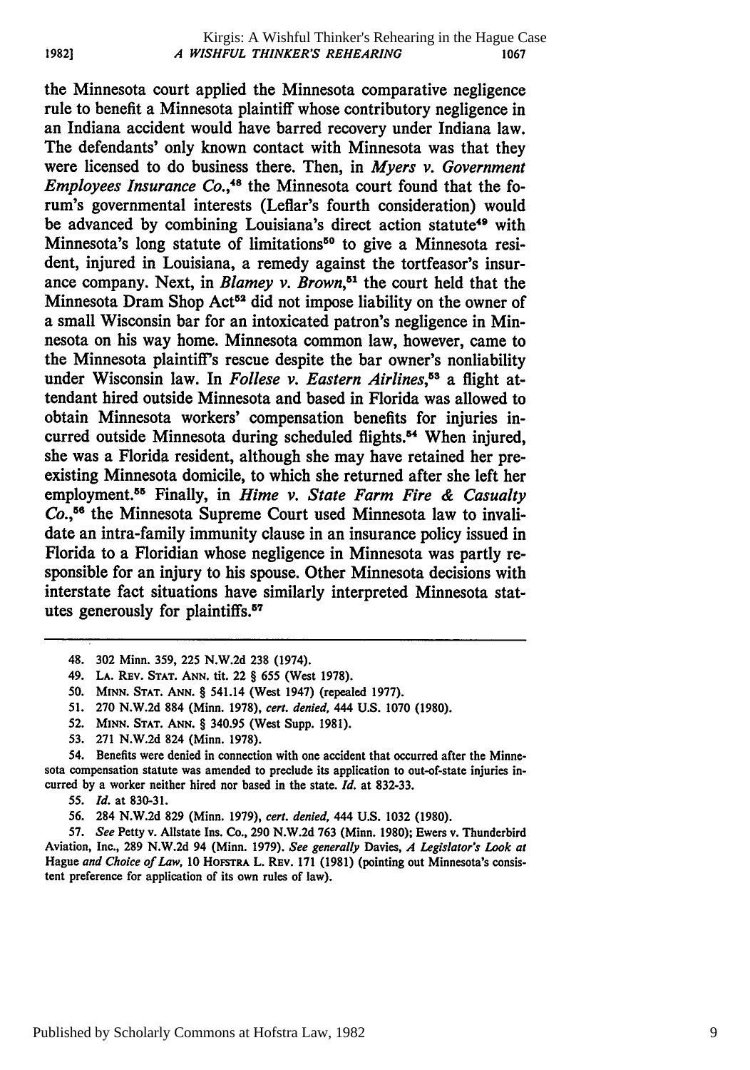the Minnesota court applied the Minnesota comparative negligence rule to benefit a Minnesota plaintiff whose contributory negligence in an Indiana accident would have barred recovery under Indiana law. The defendants' only known contact with Minnesota was that they were licensed to do business there. Then, in *Myers v. Government Employees Insurance Co.*,[48] the Minnesota court found that the forum's governmental interests (Leflar's fourth consideration) would be advanced by combining Louisiana's direct action statute[49] with Minnesota's long statute of limitations[50] to give a Minnesota resident, injured in Louisiana, a remedy against the tortfeasor's insurance company. Next, in *Blamey v. Brown*,[51] the court held that the Minnesota Dram Shop Act[52] did not impose liability on the owner of a small Wisconsin bar for an intoxicated patron's negligence in Minnesota on his way home. Minnesota common law, however, came to the Minnesota plaintiff's rescue despite the bar owner's nonliability under Wisconsin law. In *Follese v. Eastern Airlines*,[53] a flight attendant hired outside Minnesota and based in Florida was allowed to obtain Minnesota workers' compensation benefits for injuries incurred outside Minnesota during scheduled flights.[54] When injured, she was a Florida resident, although she may have retained her preexisting Minnesota domicile, to which she returned after she left her employment.[55] Finally, in *Hime v. State Farm Fire & Casualty Co.*,[56] the Minnesota Supreme Court used Minnesota law to invalidate an intra-family immunity clause in an insurance policy issued in Florida to a Floridian whose negligence in Minnesota was partly responsible for an injury to his spouse. Other Minnesota decisions with interstate fact situations have similarly interpreted Minnesota statutes generously for plaintiffs.[57]

---

48. 302 Minn. 359, 225 N.W.2d 238 (1974).

49. LA. REV. STAT. ANN. tit. 22 § 655 (West 1978).

50. MINN. STAT. ANN. § 541.14 (West 1947) (repealed 1977).

51. 270 N.W.2d 884 (Minn. 1978), *cert. denied*, 444 U.S. 1070 (1980).

52. MINN. STAT. ANN. § 340.95 (West Supp. 1981).

53. 271 N.W.2d 824 (Minn. 1978).

54. Benefits were denied in connection with one accident that occurred after the Minnesota compensation statute was amended to preclude its application to out-of-state injuries incurred by a worker neither hired nor based in the state. *Id.* at 832-33.

55. *Id.* at 830-31.

56. 284 N.W.2d 829 (Minn. 1979), *cert. denied*, 444 U.S. 1032 (1980).

57. *See* Petty v. Allstate Ins. Co., 290 N.W.2d 763 (Minn. 1980); Ewers v. Thunderbird Aviation, Inc., 289 N.W.2d 94 (Minn. 1979). *See generally* Davies, *A Legislator's Look at* Hague *and Choice of Law*, 10 HOFSTRA L. REV. 171 (1981) (pointing out Minnesota's consistent preference for application of its own rules of law).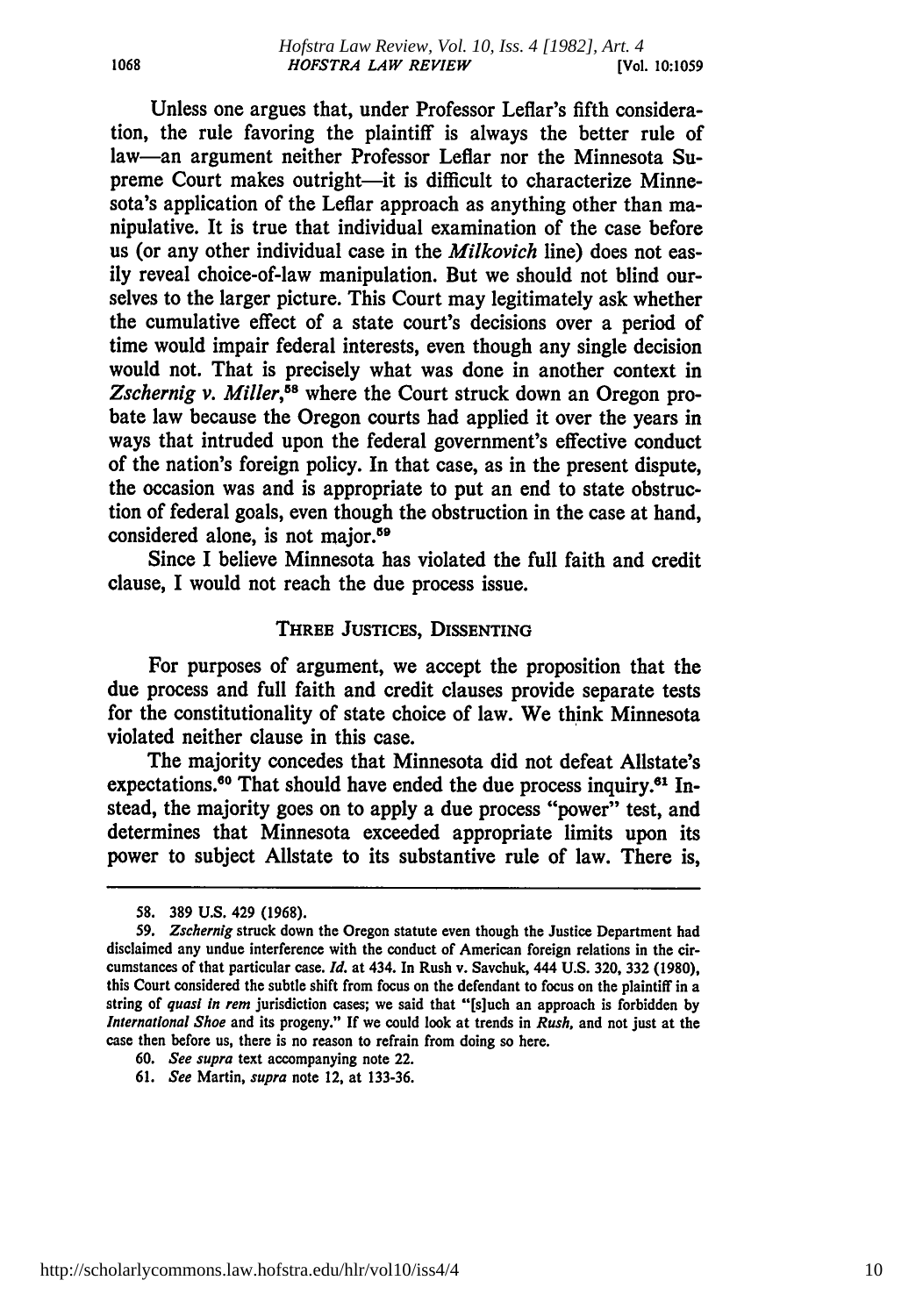Unless one argues that, under Professor Leflar's fifth consideration, the rule favoring the plaintiff is always the better rule of law—an argument neither Professor Leflar nor the Minnesota Supreme Court makes outright—it is difficult to characterize Minnesota's application of the Leflar approach as anything other than manipulative. It is true that individual examination of the case before us (or any other individual case in the *Milkovich* line) does not easily reveal choice-of-law manipulation. But we should not blind ourselves to the larger picture. This Court may legitimately ask whether the cumulative effect of a state court's decisions over a period of time would impair federal interests, even though any single decision would not. That is precisely what was done in another context in *Zschernig v. Miller*,[58] where the Court struck down an Oregon probate law because the Oregon courts had applied it over the years in ways that intruded upon the federal government's effective conduct of the nation's foreign policy. In that case, as in the present dispute, the occasion was and is appropriate to put an end to state obstruction of federal goals, even though the obstruction in the case at hand, considered alone, is not major.[59]

Since I believe Minnesota has violated the full faith and credit clause, I would not reach the due process issue.

## THREE JUSTICES, DISSENTING

For purposes of argument, we accept the proposition that the due process and full faith and credit clauses provide separate tests for the constitutionality of state choice of law. We think Minnesota violated neither clause in this case.

The majority concedes that Minnesota did not defeat Allstate's expectations.[60] That should have ended the due process inquiry.[61] Instead, the majority goes on to apply a due process "power" test, and determines that Minnesota exceeded appropriate limits upon its power to subject Allstate to its substantive rule of law. There is,

---

58. 389 U.S. 429 (1968).

59. *Zschernig* struck down the Oregon statute even though the Justice Department had disclaimed any undue interference with the conduct of American foreign relations in the circumstances of that particular case. *Id.* at 434. In Rush v. Savchuk, 444 U.S. 320, 332 (1980), this Court considered the subtle shift from focus on the defendant to focus on the plaintiff in a string of *quasi in rem* jurisdiction cases; we said that "[s]uch an approach is forbidden by *International Shoe* and its progeny." If we could look at trends in *Rush*, and not just at the case then before us, there is no reason to refrain from doing so here.

60. *See supra* text accompanying note 22.

61. *See* Martin, *supra* note 12, at 133-36.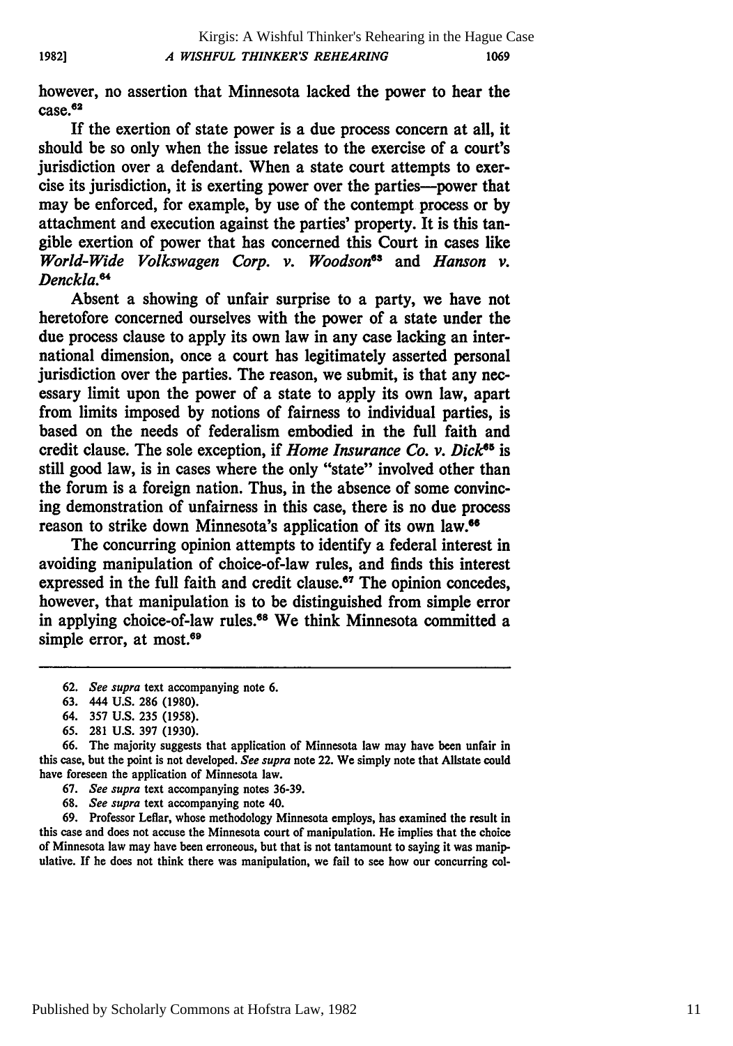however, no assertion that Minnesota lacked the power to hear the case.[62]

If the exertion of state power is a due process concern at all, it should be so only when the issue relates to the exercise of a court's jurisdiction over a defendant. When a state court attempts to exercise its jurisdiction, it is exerting power over the parties—power that may be enforced, for example, by use of the contempt process or by attachment and execution against the parties' property. It is this tangible exertion of power that has concerned this Court in cases like *World-Wide Volkswagen Corp. v. Woodson*[63] and *Hanson v. Denckla*.[64]

Absent a showing of unfair surprise to a party, we have not heretofore concerned ourselves with the power of a state under the due process clause to apply its own law in any case lacking an international dimension, once a court has legitimately asserted personal jurisdiction over the parties. The reason, we submit, is that any necessary limit upon the power of a state to apply its own law, apart from limits imposed by notions of fairness to individual parties, is based on the needs of federalism embodied in the full faith and credit clause. The sole exception, if *Home Insurance Co. v. Dick*[65] is still good law, is in cases where the only "state" involved other than the forum is a foreign nation. Thus, in the absence of some convincing demonstration of unfairness in this case, there is no due process reason to strike down Minnesota's application of its own law.[66]

The concurring opinion attempts to identify a federal interest in avoiding manipulation of choice-of-law rules, and finds this interest expressed in the full faith and credit clause.[67] The opinion concedes, however, that manipulation is to be distinguished from simple error in applying choice-of-law rules.[68] We think Minnesota committed a simple error, at most.[69]

---

62. *See supra* text accompanying note 6.

63. 444 U.S. 286 (1980).

64. 357 U.S. 235 (1958).

65. 281 U.S. 397 (1930).

66. The majority suggests that application of Minnesota law may have been unfair in this case, but the point is not developed. *See supra* note 22. We simply note that Allstate could have foreseen the application of Minnesota law.

67. *See supra* text accompanying notes 36-39.

68. *See supra* text accompanying note 40.

69. Professor Leflar, whose methodology Minnesota employs, has examined the result in this case and does not accuse the Minnesota court of manipulation. He implies that the choice of Minnesota law may have been erroneous, but that is not tantamount to saying it was manipulative. If he does not think there was manipulation, we fail to see how our concurring col-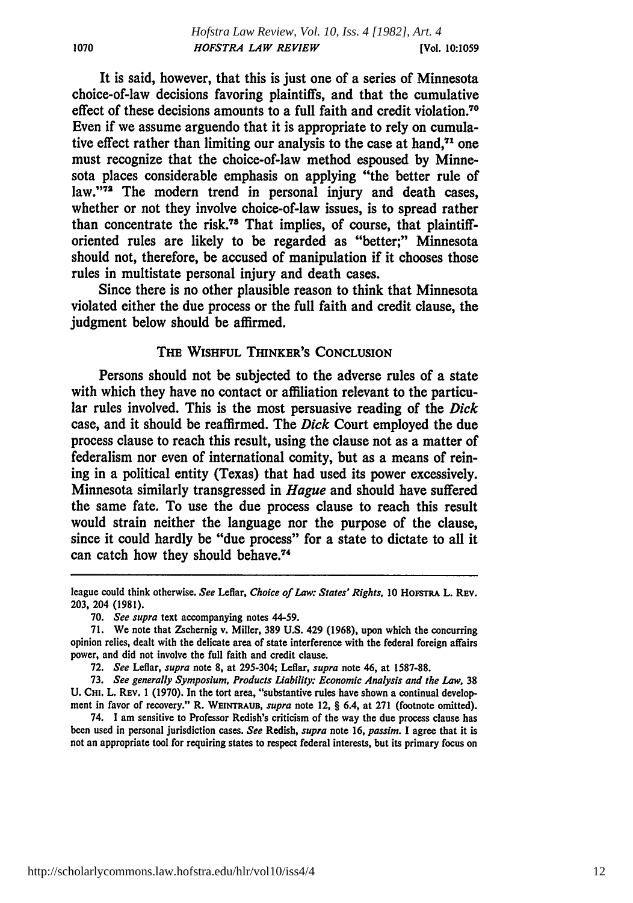It is said, however, that this is just one of a series of Minnesota choice-of-law decisions favoring plaintiffs, and that the cumulative effect of these decisions amounts to a full faith and credit violation.[70] Even if we assume arguendo that it is appropriate to rely on cumulative effect rather than limiting our analysis to the case at hand,[71] one must recognize that the choice-of-law method espoused by Minnesota places considerable emphasis on applying "the better rule of law."[72] The modern trend in personal injury and death cases, whether or not they involve choice-of-law issues, is to spread rather than concentrate the risk.[73] That implies, of course, that plaintiff-oriented rules are likely to be regarded as "better;" Minnesota should not, therefore, be accused of manipulation if it chooses those rules in multistate personal injury and death cases.

Since there is no other plausible reason to think that Minnesota violated either the due process or the full faith and credit clause, the judgment below should be affirmed.

## THE WISHFUL THINKER'S CONCLUSION

Persons should not be subjected to the adverse rules of a state with which they have no contact or affiliation relevant to the particular rules involved. This is the most persuasive reading of the *Dick* case, and it should be reaffirmed. The *Dick* Court employed the due process clause to reach this result, using the clause not as a matter of federalism nor even of international comity, but as a means of reining in a political entity (Texas) that had used its power excessively. Minnesota similarly transgressed in *Hague* and should have suffered the same fate. To use the due process clause to reach this result would strain neither the language nor the purpose of the clause, since it could hardly be "due process" for a state to dictate to all it can catch how they should behave.[74]

---

league could think otherwise. *See* Leflar, *Choice of Law: States' Rights*, 10 HOFSTRA L. REV. 203, 204 (1981).

70. *See supra* text accompanying notes 44-59.

71. We note that Zschernig v. Miller, 389 U.S. 429 (1968), upon which the concurring opinion relies, dealt with the delicate area of state interference with the federal foreign affairs power, and did not involve the full faith and credit clause.

72. *See* Leflar, *supra* note 8, at 295-304; Leflar, *supra* note 46, at 1587-88.

73. *See generally Symposium, Products Liability: Economic Analysis and the Law*, 38 U. CHI. L. REV. 1 (1970). In the tort area, "substantive rules have shown a continual development in favor of recovery." R. WEINTRAUB, *supra* note 12, § 6.4, at 271 (footnote omitted).

74. I am sensitive to Professor Redish's criticism of the way the due process clause has been used in personal jurisdiction cases. *See* Redish, *supra* note 16, *passim*. I agree that it is not an appropriate tool for requiring states to respect federal interests, but its primary focus on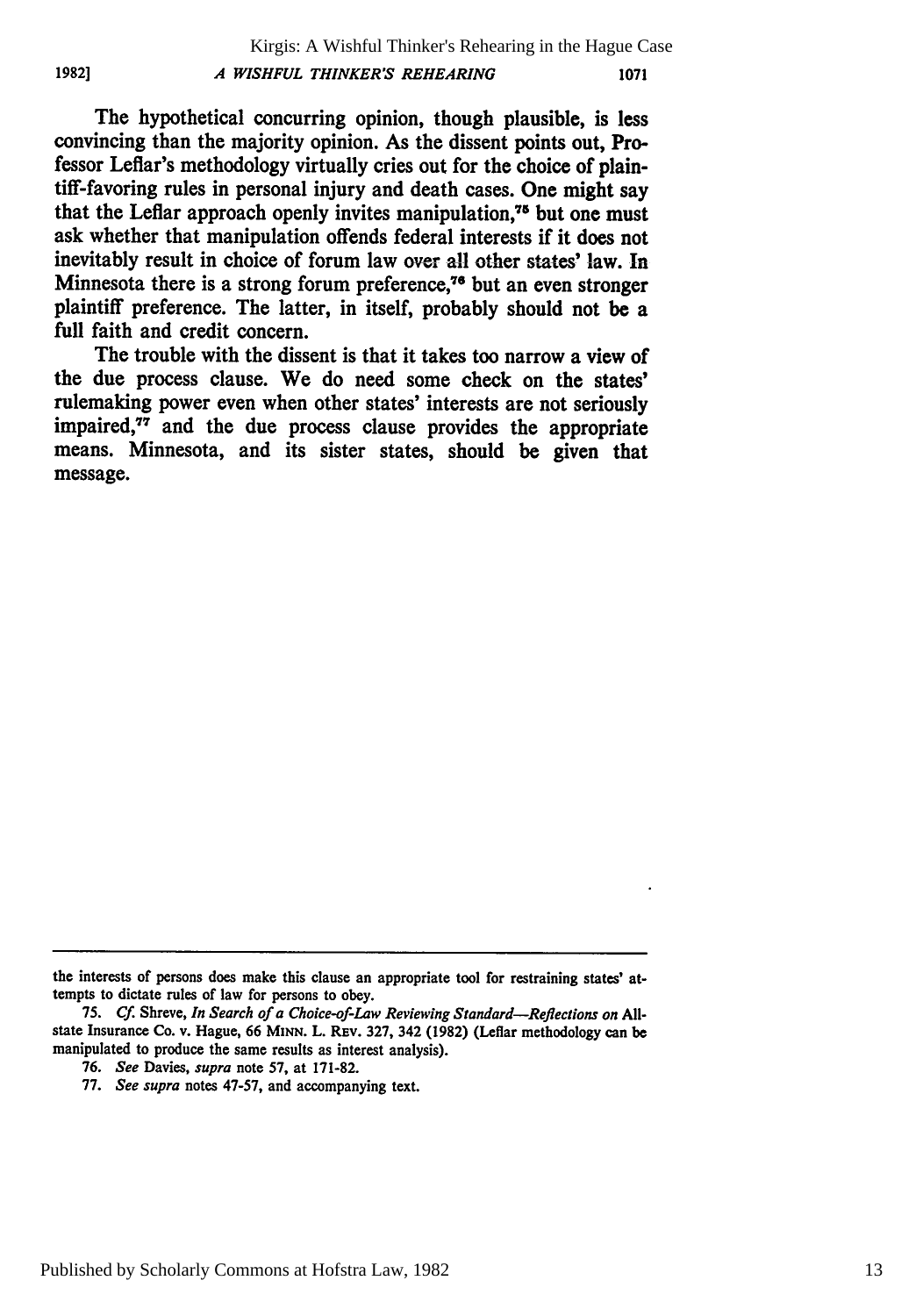The hypothetical concurring opinion, though plausible, is less convincing than the majority opinion. As the dissent points out, Professor Leflar's methodology virtually cries out for the choice of plaintiff-favoring rules in personal injury and death cases. One might say that the Leflar approach openly invites manipulation,[75] but one must ask whether that manipulation offends federal interests if it does not inevitably result in choice of forum law over all other states' law. In Minnesota there is a strong forum preference,[76] but an even stronger plaintiff preference. The latter, in itself, probably should not be a full faith and credit concern.

The trouble with the dissent is that it takes too narrow a view of the due process clause. We do need some check on the states' rulemaking power even when other states' interests are not seriously impaired,[77] and the due process clause provides the appropriate means. Minnesota, and its sister states, should be given that message.

---

the interests of persons does make this clause an appropriate tool for restraining states' attempts to dictate rules of law for persons to obey.

75. *Cf.* Shreve, *In Search of a Choice-of-Law Reviewing Standard—Reflections on* Allstate Insurance Co. v. Hague, 66 MINN. L. REV. 327, 342 (1982) (Leflar methodology can be manipulated to produce the same results as interest analysis).

76. *See* Davies, *supra* note 57, at 171-82.

77. *See supra* notes 47-57, and accompanying text.